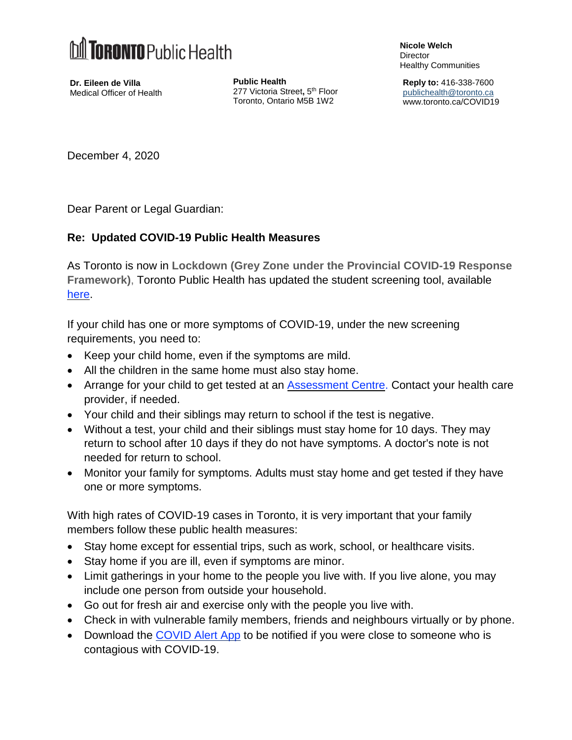**Toronto Public Health**

**Dr. Eileen de Villa**
Medical Officer of Health

**Public Health**
277 Victoria Street, 5th Floor
Toronto, Ontario M5B 1W2

**Nicole Welch**
Director
Healthy Communities

**Reply to:** 416-338-7600
publichealth@toronto.ca
www.toronto.ca/COVID19

December 4, 2020

Dear Parent or Legal Guardian:

**Re: Updated COVID-19 Public Health Measures**

As Toronto is now in **Lockdown (Grey Zone under the Provincial COVID-19 Response Framework)**, Toronto Public Health has updated the student screening tool, available here.

If your child has one or more symptoms of COVID-19, under the new screening requirements, you need to:

- Keep your child home, even if the symptoms are mild.
- All the children in the same home must also stay home.
- Arrange for your child to get tested at an Assessment Centre. Contact your health care provider, if needed.
- Your child and their siblings may return to school if the test is negative.
- Without a test, your child and their siblings must stay home for 10 days. They may return to school after 10 days if they do not have symptoms. A doctor's note is not needed for return to school.
- Monitor your family for symptoms. Adults must stay home and get tested if they have one or more symptoms.

With high rates of COVID-19 cases in Toronto, it is very important that your family members follow these public health measures:

- Stay home except for essential trips, such as work, school, or healthcare visits.
- Stay home if you are ill, even if symptoms are minor.
- Limit gatherings in your home to the people you live with. If you live alone, you may include one person from outside your household.
- Go out for fresh air and exercise only with the people you live with.
- Check in with vulnerable family members, friends and neighbours virtually or by phone.
- Download the COVID Alert App to be notified if you were close to someone who is contagious with COVID-19.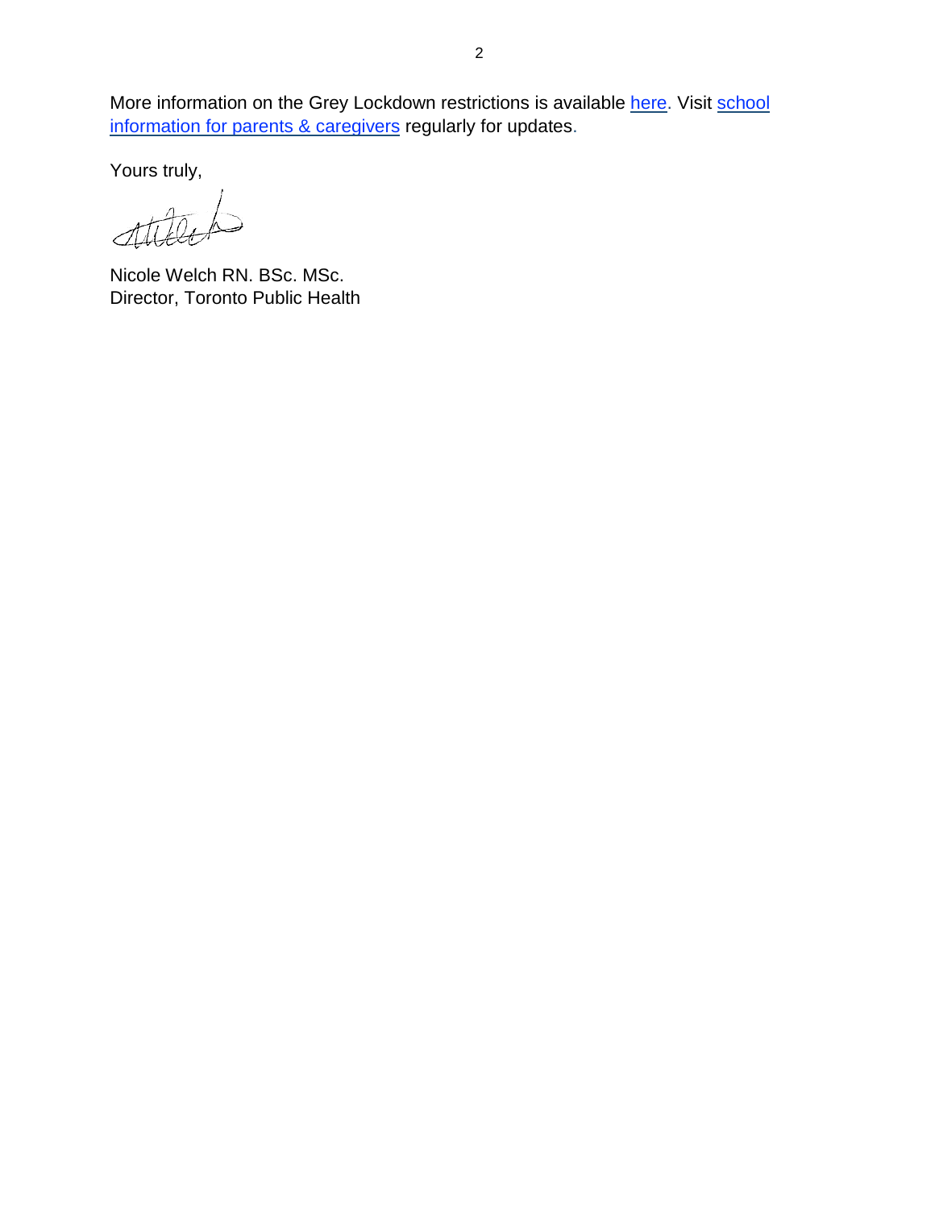More information on the Grey Lockdown restrictions is available here. Visit school information for parents & caregivers regularly for updates.

Yours truly,

Nicole Welch RN. BSc. MSc.
Director, Toronto Public Health